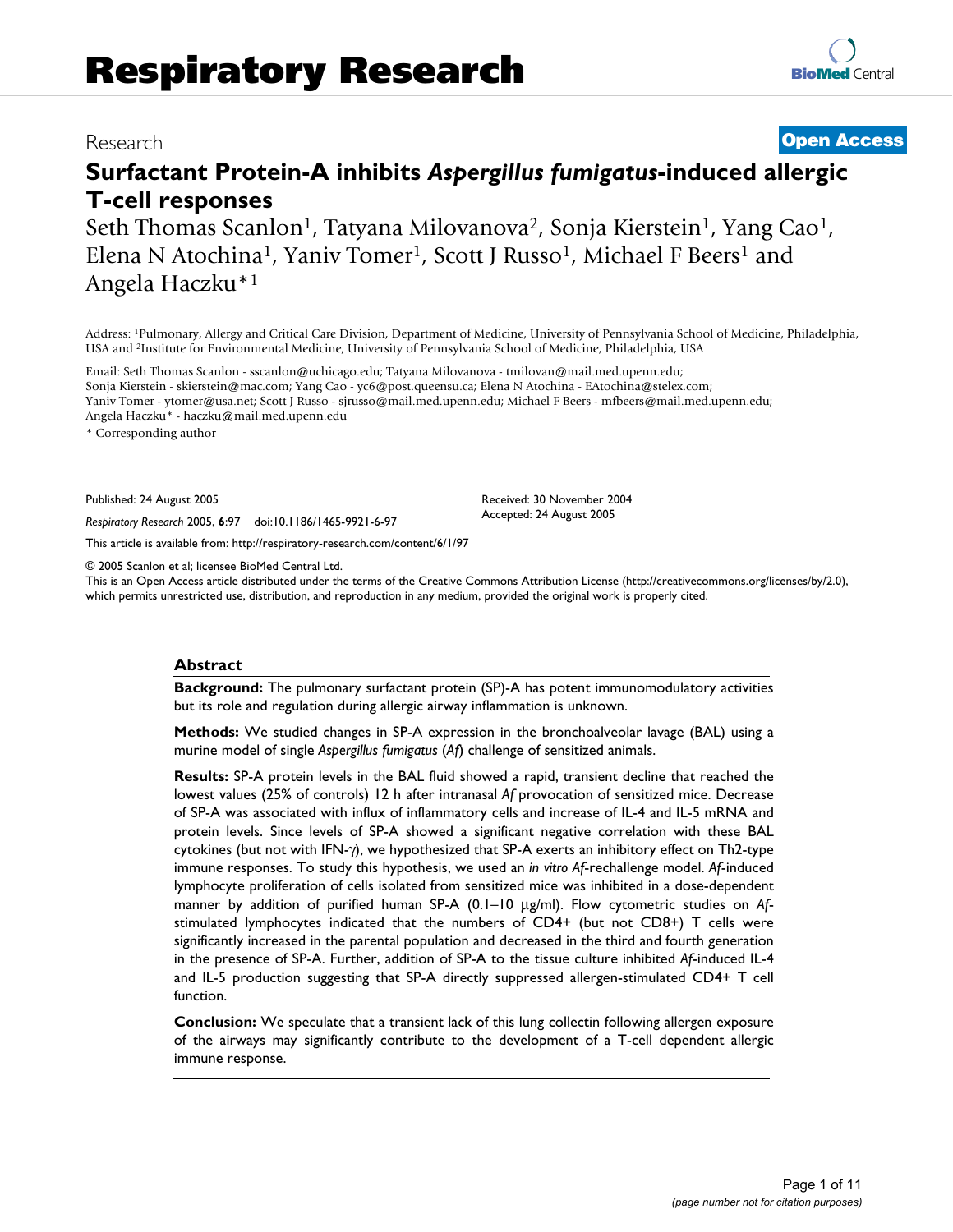Research | Open Access

# Surfactant Protein-A inhibits *Aspergillus fumigatus*-induced allergic T-cell responses

Seth Thomas Scanlon[1], Tatyana Milovanova[2], Sonja Kierstein[1], Yang Cao[1], Elena N Atochina[1], Yaniv Tomer[1], Scott J Russo[1], Michael F Beers[1] and Angela Haczku*[1]

Address: [1]Pulmonary, Allergy and Critical Care Division, Department of Medicine, University of Pennsylvania School of Medicine, Philadelphia, USA and [2]Institute for Environmental Medicine, University of Pennsylvania School of Medicine, Philadelphia, USA

Email: Seth Thomas Scanlon - sscanlon@uchicago.edu; Tatyana Milovanova - tmilovan@mail.med.upenn.edu; Sonja Kierstein - skierstein@mac.com; Yang Cao - yc6@post.queensu.ca; Elena N Atochina - EAtochina@stelex.com; Yaniv Tomer - ytomer@usa.net; Scott J Russo - sjrusso@mail.med.upenn.edu; Michael F Beers - mfbeers@mail.med.upenn.edu; Angela Haczku* - haczku@mail.med.upenn.edu

* Corresponding author

Published: 24 August 2005

*Respiratory Research* 2005, **6**:97 doi:10.1186/1465-9921-6-97

Received: 30 November 2004
Accepted: 24 August 2005

This article is available from: http://respiratory-research.com/content/6/1/97

© 2005 Scanlon et al; licensee BioMed Central Ltd.
This is an Open Access article distributed under the terms of the Creative Commons Attribution License (http://creativecommons.org/licenses/by/2.0), which permits unrestricted use, distribution, and reproduction in any medium, provided the original work is properly cited.

## Abstract

**Background:** The pulmonary surfactant protein (SP)-A has potent immunomodulatory activities but its role and regulation during allergic airway inflammation is unknown.

**Methods:** We studied changes in SP-A expression in the bronchoalveolar lavage (BAL) using a murine model of single *Aspergillus fumigatus* (*Af*) challenge of sensitized animals.

**Results:** SP-A protein levels in the BAL fluid showed a rapid, transient decline that reached the lowest values (25% of controls) 12 h after intranasal *Af* provocation of sensitized mice. Decrease of SP-A was associated with influx of inflammatory cells and increase of IL-4 and IL-5 mRNA and protein levels. Since levels of SP-A showed a significant negative correlation with these BAL cytokines (but not with IFN-γ), we hypothesized that SP-A exerts an inhibitory effect on Th2-type immune responses. To study this hypothesis, we used an *in vitro Af*-rechallenge model. *Af*-induced lymphocyte proliferation of cells isolated from sensitized mice was inhibited in a dose-dependent manner by addition of purified human SP-A (0.1–10 μg/ml). Flow cytometric studies on *Af*-stimulated lymphocytes indicated that the numbers of CD4+ (but not CD8+) T cells were significantly increased in the parental population and decreased in the third and fourth generation in the presence of SP-A. Further, addition of SP-A to the tissue culture inhibited *Af*-induced IL-4 and IL-5 production suggesting that SP-A directly suppressed allergen-stimulated CD4+ T cell function.

**Conclusion:** We speculate that a transient lack of this lung collectin following allergen exposure of the airways may significantly contribute to the development of a T-cell dependent allergic immune response.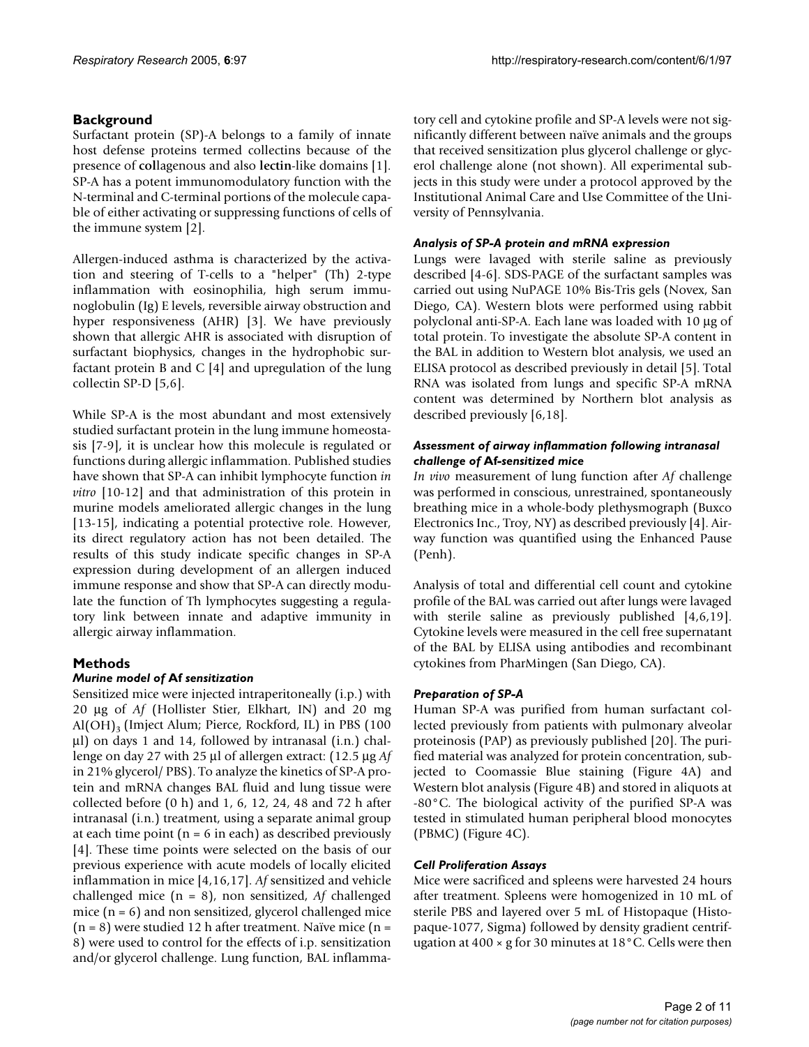## Background

Surfactant protein (SP)-A belongs to a family of innate host defense proteins termed collectins because of the presence of **col**lagenous and also **lectin**-like domains [1]. SP-A has a potent immunomodulatory function with the N-terminal and C-terminal portions of the molecule capable of either activating or suppressing functions of cells of the immune system [2].

Allergen-induced asthma is characterized by the activation and steering of T-cells to a "helper" (Th) 2-type inflammation with eosinophilia, high serum immunoglobulin (Ig) E levels, reversible airway obstruction and hyper responsiveness (AHR) [3]. We have previously shown that allergic AHR is associated with disruption of surfactant biophysics, changes in the hydrophobic surfactant protein B and C [4] and upregulation of the lung collectin SP-D [5,6].

While SP-A is the most abundant and most extensively studied surfactant protein in the lung immune homeostasis [7-9], it is unclear how this molecule is regulated or functions during allergic inflammation. Published studies have shown that SP-A can inhibit lymphocyte function *in vitro* [10-12] and that administration of this protein in murine models ameliorated allergic changes in the lung [13-15], indicating a potential protective role. However, its direct regulatory action has not been detailed. The results of this study indicate specific changes in SP-A expression during development of an allergen induced immune response and show that SP-A can directly modulate the function of Th lymphocytes suggesting a regulatory link between innate and adaptive immunity in allergic airway inflammation.

## Methods

### *Murine model of* **Af** *sensitization*

Sensitized mice were injected intraperitoneally (i.p.) with 20 μg of *Af* (Hollister Stier, Elkhart, IN) and 20 mg $Al(OH)_3$ (Imject Alum; Pierce, Rockford, IL) in PBS (100 μl) on days 1 and 14, followed by intranasal (i.n.) challenge on day 27 with 25 μl of allergen extract: (12.5 μg *Af* in 21% glycerol/ PBS). To analyze the kinetics of SP-A protein and mRNA changes BAL fluid and lung tissue were collected before (0 h) and 1, 6, 12, 24, 48 and 72 h after intranasal (i.n.) treatment, using a separate animal group at each time point (n = 6 in each) as described previously [4]. These time points were selected on the basis of our previous experience with acute models of locally elicited inflammation in mice [4,16,17]. *Af* sensitized and vehicle challenged mice (n = 8), non sensitized, *Af* challenged mice (n = 6) and non sensitized, glycerol challenged mice (n = 8) were studied 12 h after treatment. Naïve mice (n = 8) were used to control for the effects of i.p. sensitization and/or glycerol challenge. Lung function, BAL inflammatory cell and cytokine profile and SP-A levels were not significantly different between naïve animals and the groups that received sensitization plus glycerol challenge or glycerol challenge alone (not shown). All experimental subjects in this study were under a protocol approved by the Institutional Animal Care and Use Committee of the University of Pennsylvania.

### *Analysis of SP-A protein and mRNA expression*

Lungs were lavaged with sterile saline as previously described [4-6]. SDS-PAGE of the surfactant samples was carried out using NuPAGE 10% Bis-Tris gels (Novex, San Diego, CA). Western blots were performed using rabbit polyclonal anti-SP-A. Each lane was loaded with 10 μg of total protein. To investigate the absolute SP-A content in the BAL in addition to Western blot analysis, we used an ELISA protocol as described previously in detail [5]. Total RNA was isolated from lungs and specific SP-A mRNA content was determined by Northern blot analysis as described previously [6,18].

### *Assessment of airway inflammation following intranasal challenge of* **Af***-sensitized mice*

*In vivo* measurement of lung function after *Af* challenge was performed in conscious, unrestrained, spontaneously breathing mice in a whole-body plethysmograph (Buxco Electronics Inc., Troy, NY) as described previously [4]. Airway function was quantified using the Enhanced Pause (Penh).

Analysis of total and differential cell count and cytokine profile of the BAL was carried out after lungs were lavaged with sterile saline as previously published [4,6,19]. Cytokine levels were measured in the cell free supernatant of the BAL by ELISA using antibodies and recombinant cytokines from PharMingen (San Diego, CA).

### *Preparation of SP-A*

Human SP-A was purified from human surfactant collected previously from patients with pulmonary alveolar proteinosis (PAP) as previously published [20]. The purified material was analyzed for protein concentration, subjected to Coomassie Blue staining (Figure 4A) and Western blot analysis (Figure 4B) and stored in aliquots at -80°C. The biological activity of the purified SP-A was tested in stimulated human peripheral blood monocytes (PBMC) (Figure 4C).

### *Cell Proliferation Assays*

Mice were sacrificed and spleens were harvested 24 hours after treatment. Spleens were homogenized in 10 mL of sterile PBS and layered over 5 mL of Histopaque (Histopaque-1077, Sigma) followed by density gradient centrifugation at 400 × g for 30 minutes at 18°C. Cells were then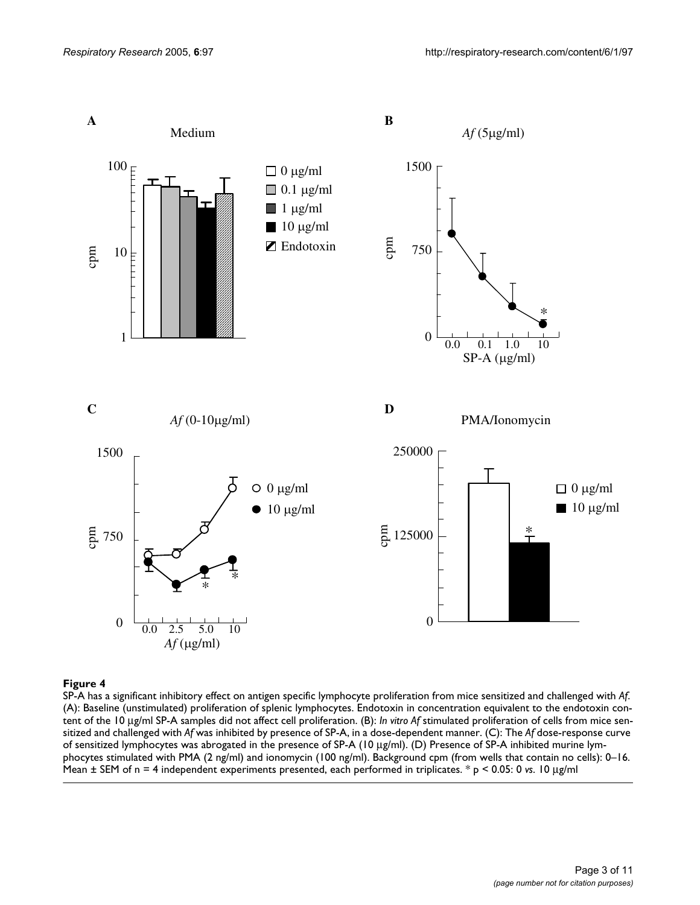**Figure 4**

SP-A has a significant inhibitory effect on antigen specific lymphocyte proliferation from mice sensitized and challenged with *Af*. (A): Baseline (unstimulated) proliferation of splenic lymphocytes. Endotoxin in concentration equivalent to the endotoxin content of the 10 μg/ml SP-A samples did not affect cell proliferation. (B): *In vitro Af* stimulated proliferation of cells from mice sensitized and challenged with *Af* was inhibited by presence of SP-A, in a dose-dependent manner. (C): The *Af* dose-response curve of sensitized lymphocytes was abrogated in the presence of SP-A (10 μg/ml). (D) Presence of SP-A inhibited murine lymphocytes stimulated with PMA (2 ng/ml) and ionomycin (100 ng/ml). Background cpm (from wells that contain no cells): 0–16. Mean ± SEM of n = 4 independent experiments presented, each performed in triplicates. * $p < 0.05$: 0 *vs.* 10 μg/ml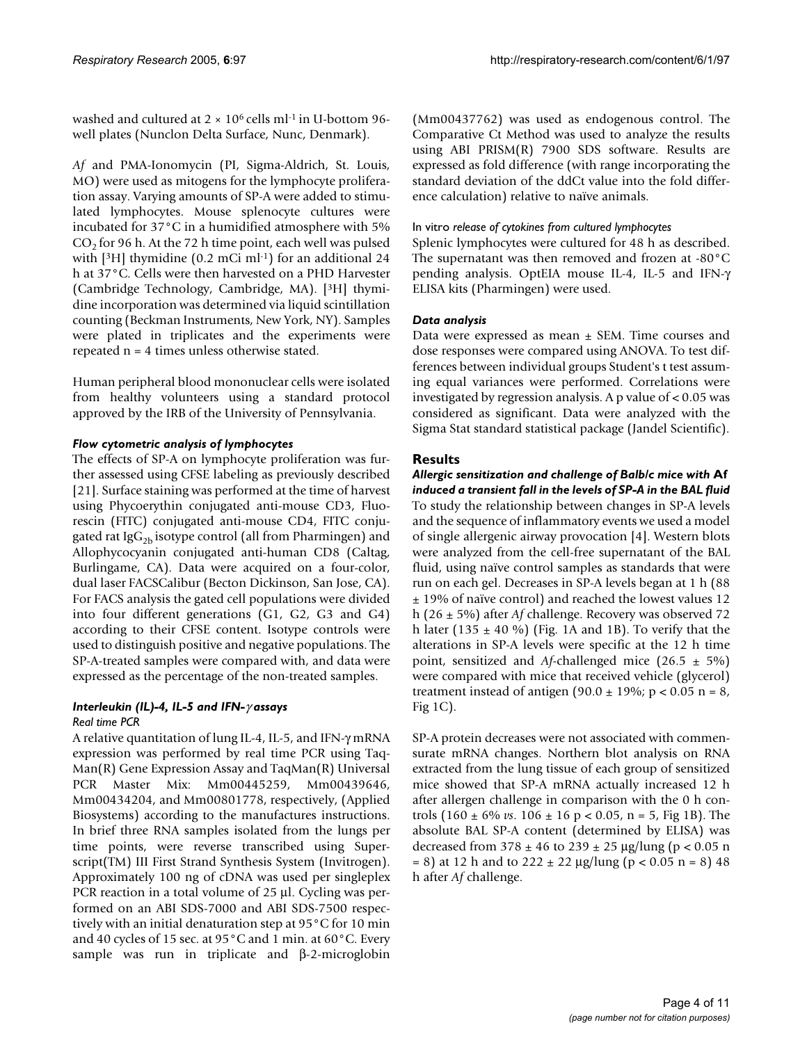washed and cultured at $2 \times 10^6$ cells $ml^{-1}$ in U-bottom 96-well plates (Nunclon Delta Surface, Nunc, Denmark).

*Af* and PMA-Ionomycin (PI, Sigma-Aldrich, St. Louis, MO) were used as mitogens for the lymphocyte proliferation assay. Varying amounts of SP-A were added to stimulated lymphocytes. Mouse splenocyte cultures were incubated for 37°C in a humidified atmosphere with 5% $CO_2$ for 96 h. At the 72 h time point, each well was pulsed with [$^3$H] thymidine (0.2 mCi $ml^{-1}$) for an additional 24 h at 37°C. Cells were then harvested on a PHD Harvester (Cambridge Technology, Cambridge, MA). [$^3$H] thymidine incorporation was determined via liquid scintillation counting (Beckman Instruments, New York, NY). Samples were plated in triplicates and the experiments were repeated n = 4 times unless otherwise stated.

Human peripheral blood mononuclear cells were isolated from healthy volunteers using a standard protocol approved by the IRB of the University of Pennsylvania.

### *Flow cytometric analysis of lymphocytes*

The effects of SP-A on lymphocyte proliferation was further assessed using CFSE labeling as previously described [21]. Surface staining was performed at the time of harvest using Phycoerythin conjugated anti-mouse CD3, Fluorescin (FITC) conjugated anti-mouse CD4, FITC conjugated rat $IgG_{2b}$ isotype control (all from Pharmingen) and Allophycocyanin conjugated anti-human CD8 (Caltag, Burlingame, CA). Data were acquired on a four-color, dual laser FACSCalibur (Becton Dickinson, San Jose, CA). For FACS analysis the gated cell populations were divided into four different generations (G1, G2, G3 and G4) according to their CFSE content. Isotype controls were used to distinguish positive and negative populations. The SP-A-treated samples were compared with, and data were expressed as the percentage of the non-treated samples.

### *Interleukin (IL)-4, IL-5 and IFN-γ assays*

*Real time PCR*

A relative quantitation of lung IL-4, IL-5, and IFN-γ mRNA expression was performed by real time PCR using TaqMan(R) Gene Expression Assay and TaqMan(R) Universal PCR Master Mix: Mm00445259, Mm00439646, Mm00434204, and Mm00801778, respectively, (Applied Biosystems) according to the manufactures instructions. In brief three RNA samples isolated from the lungs per time points, were reverse transcribed using Superscript(TM) III First Strand Synthesis System (Invitrogen). Approximately 100 ng of cDNA was used per singleplex PCR reaction in a total volume of 25 µl. Cycling was performed on an ABI SDS-7000 and ABI SDS-7500 respectively with an initial denaturation step at 95°C for 10 min and 40 cycles of 15 sec. at 95°C and 1 min. at 60°C. Every sample was run in triplicate and β-2-microglobin (Mm00437762) was used as endogenous control. The Comparative Ct Method was used to analyze the results using ABI PRISM(R) 7900 SDS software. Results are expressed as fold difference (with range incorporating the standard deviation of the ddCt value into the fold difference calculation) relative to naïve animals.

*In vitro release of cytokines from cultured lymphocytes*

Splenic lymphocytes were cultured for 48 h as described. The supernatant was then removed and frozen at -80°C pending analysis. OptEIA mouse IL-4, IL-5 and IFN-γ ELISA kits (Pharmingen) were used.

### *Data analysis*

Data were expressed as mean ± SEM. Time courses and dose responses were compared using ANOVA. To test differences between individual groups Student's t test assuming equal variances were performed. Correlations were investigated by regression analysis. A p value of < 0.05 was considered as significant. Data were analyzed with the Sigma Stat standard statistical package (Jandel Scientific).

## Results

### *Allergic sensitization and challenge of Balb/c mice with* **Af** *induced a transient fall in the levels of SP-A in the BAL fluid*

To study the relationship between changes in SP-A levels and the sequence of inflammatory events we used a model of single allergenic airway provocation [4]. Western blots were analyzed from the cell-free supernatant of the BAL fluid, using naïve control samples as standards that were run on each gel. Decreases in SP-A levels began at 1 h (88 ± 19% of naïve control) and reached the lowest values 12 h (26 ± 5%) after *Af* challenge. Recovery was observed 72 h later (135 ± 40 %) (Fig. 1A and 1B). To verify that the alterations in SP-A levels were specific at the 12 h time point, sensitized and *Af*-challenged mice (26.5 ± 5%) were compared with mice that received vehicle (glycerol) treatment instead of antigen (90.0 ± 19%; $p < 0.05$ n = 8, Fig 1C).

SP-A protein decreases were not associated with commensurate mRNA changes. Northern blot analysis on RNA extracted from the lung tissue of each group of sensitized mice showed that SP-A mRNA actually increased 12 h after allergen challenge in comparison with the 0 h controls (160 ± 6% *vs*. 106 ± 16 $p < 0.05$, n = 5, Fig 1B). The absolute BAL SP-A content (determined by ELISA) was decreased from 378 ± 46 to 239 ± 25 µg/lung ($p < 0.05$ n = 8) at 12 h and to 222 ± 22 µg/lung ($p < 0.05$ n = 8) 48 h after *Af* challenge.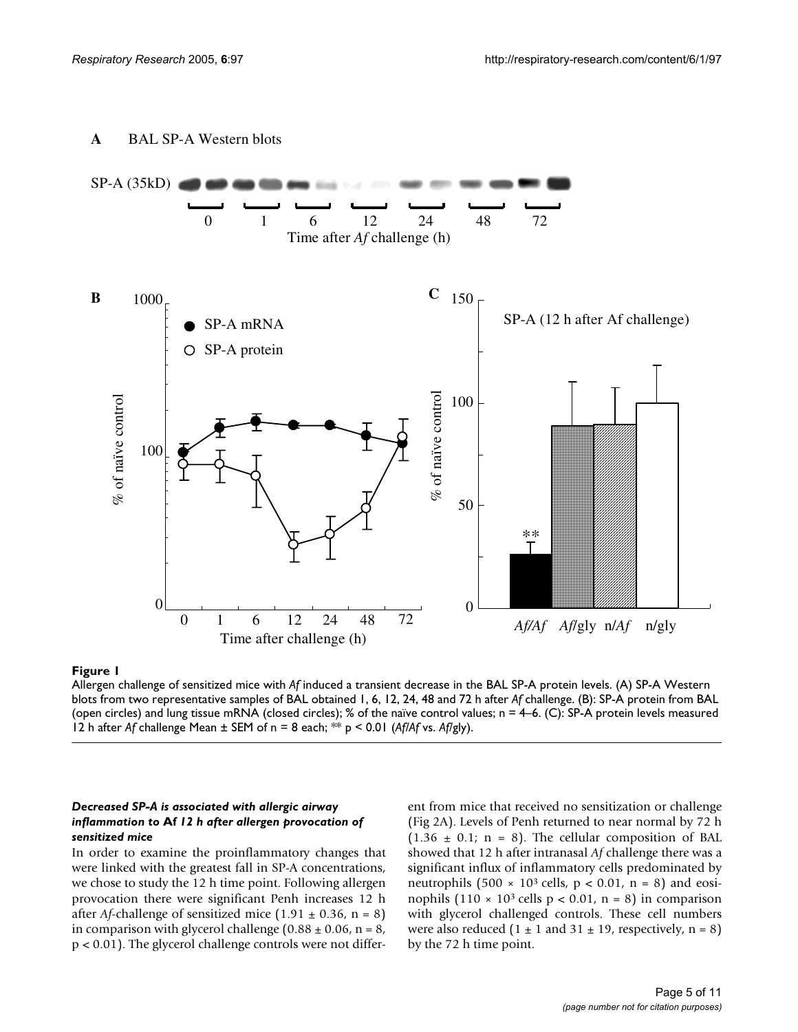**Figure 1**

Allergen challenge of sensitized mice with *Af* induced a transient decrease in the BAL SP-A protein levels. (A) SP-A Western blots from two representative samples of BAL obtained 1, 6, 12, 24, 48 and 72 h after *Af* challenge. (B): SP-A protein from BAL (open circles) and lung tissue mRNA (closed circles); % of the naïve control values; n = 4–6. (C): SP-A protein levels measured 12 h after *Af* challenge Mean ± SEM of n = 8 each; ** $p < 0.01$ (*Af*/*Af* vs. *Af*/gly).

#### *Decreased SP-A is associated with allergic airway inflammation to* **Af** *12 h after allergen provocation of sensitized mice*

In order to examine the proinflammatory changes that were linked with the greatest fall in SP-A concentrations, we chose to study the 12 h time point. Following allergen provocation there were significant Penh increases 12 h after *Af*-challenge of sensitized mice (1.91 ± 0.36, n = 8) in comparison with glycerol challenge (0.88 ± 0.06, n = 8, $p < 0.01$). The glycerol challenge controls were not different from mice that received no sensitization or challenge (Fig 2A). Levels of Penh returned to near normal by 72 h (1.36 ± 0.1; n = 8). The cellular composition of BAL showed that 12 h after intranasal *Af* challenge there was a significant influx of inflammatory cells predominated by neutrophils ($500 \times 10^3$ cells, $p < 0.01$, n = 8) and eosinophils ($110 \times 10^3$ cells $p < 0.01$, n = 8) in comparison with glycerol challenged controls. These cell numbers were also reduced (1 ± 1 and 31 ± 19, respectively, n = 8) by the 72 h time point.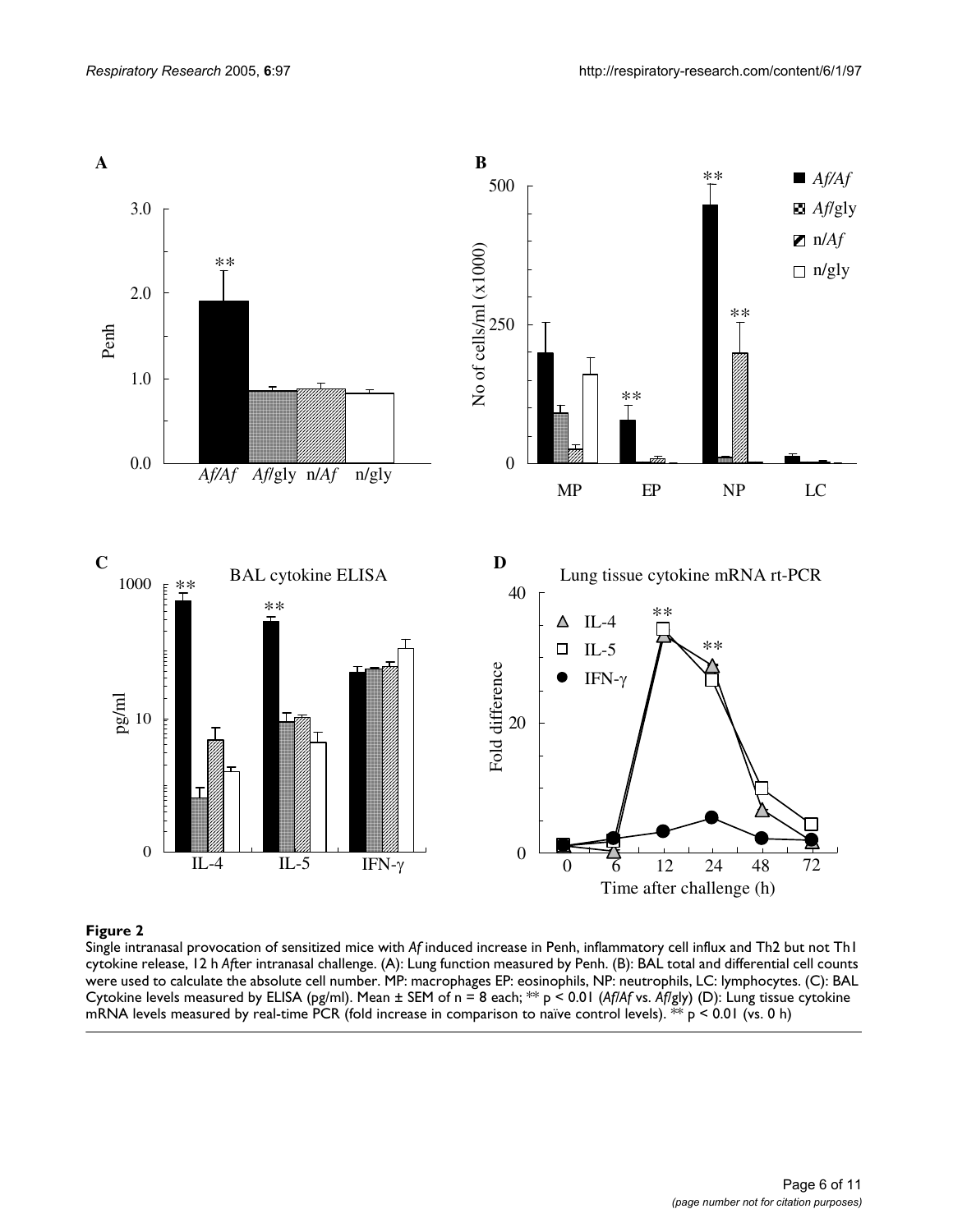**Figure 2**

Single intranasal provocation of sensitized mice with *Af* induced increase in Penh, inflammatory cell influx and Th2 but not Th1 cytokine release, 12 h *Af*ter intranasal challenge. (A): Lung function measured by Penh. (B): BAL total and differential cell counts were used to calculate the absolute cell number. MP: macrophages EP: eosinophils, NP: neutrophils, LC: lymphocytes. (C): BAL Cytokine levels measured by ELISA (pg/ml). Mean ± SEM of n = 8 each; ** $p < 0.01$ (*Af/Af* vs. *Af*/gly) (D): Lung tissue cytokine mRNA levels measured by real-time PCR (fold increase in comparison to naïve control levels). ** $p < 0.01$ (vs. 0 h)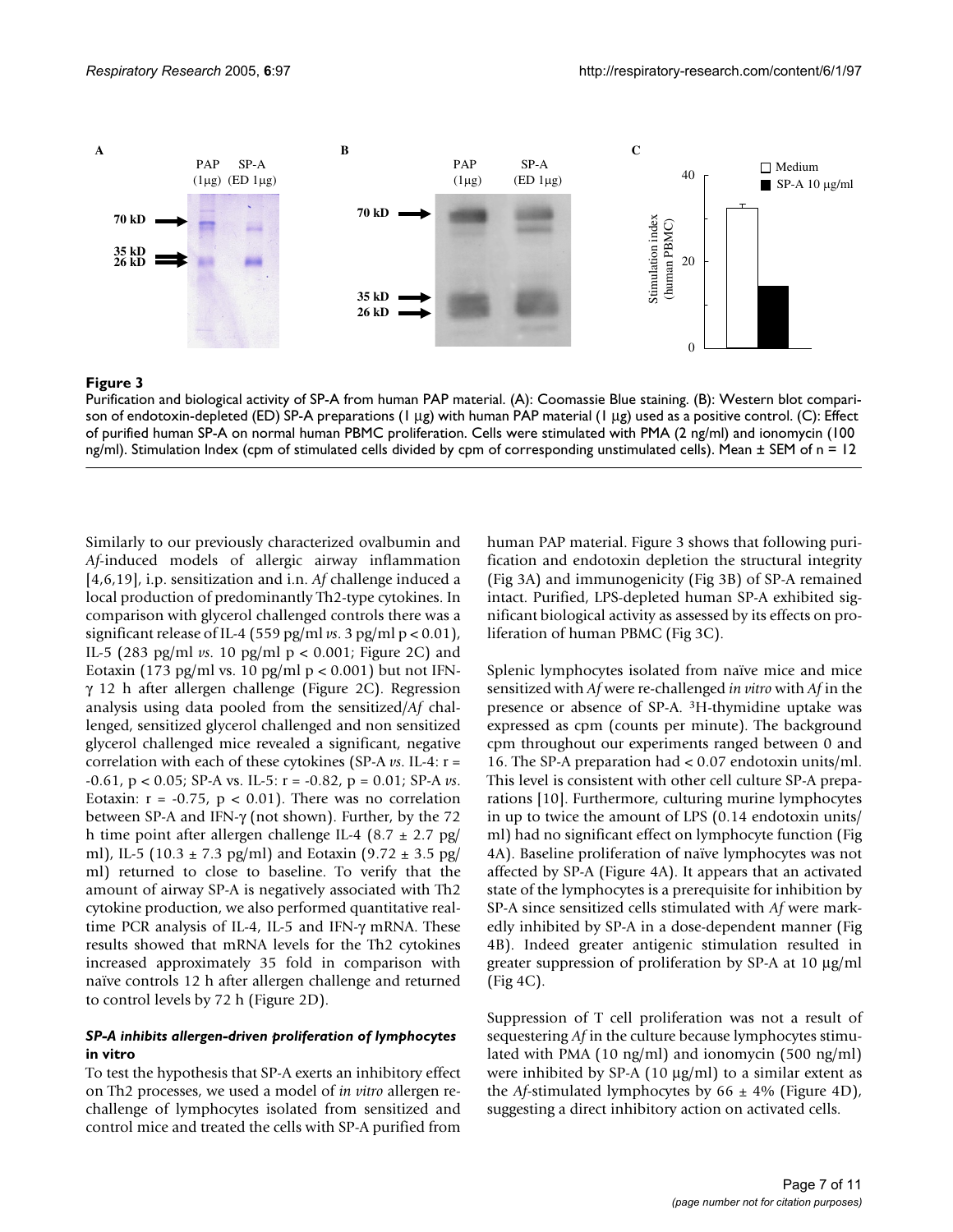**Figure 3**

Purification and biological activity of SP-A from human PAP material. (A): Coomassie Blue staining. (B): Western blot comparison of endotoxin-depleted (ED) SP-A preparations (1 μg) with human PAP material (1 μg) used as a positive control. (C): Effect of purified human SP-A on normal human PBMC proliferation. Cells were stimulated with PMA (2 ng/ml) and ionomycin (100 ng/ml). Stimulation Index (cpm of stimulated cells divided by cpm of corresponding unstimulated cells). Mean ± SEM of n = 12

Similarly to our previously characterized ovalbumin and *Af*-induced models of allergic airway inflammation [4,6,19], i.p. sensitization and i.n. *Af* challenge induced a local production of predominantly Th2-type cytokines. In comparison with glycerol challenged controls there was a significant release of IL-4 (559 pg/ml *vs*. 3 pg/ml $p < 0.01$), IL-5 (283 pg/ml *vs*. 10 pg/ml $p < 0.001$; Figure 2C) and Eotaxin (173 pg/ml vs. 10 pg/ml $p < 0.001$) but not IFN-$\gamma$ 12 h after allergen challenge (Figure 2C). Regression analysis using data pooled from the sensitized/*Af* challenged, sensitized glycerol challenged and non sensitized glycerol challenged mice revealed a significant, negative correlation with each of these cytokines (SP-A *vs*. IL-4: $r = -0.61$, $p < 0.05$; SP-A vs. IL-5: $r = -0.82$, $p = 0.01$; SP-A *vs*. Eotaxin: $r = -0.75$, $p < 0.01$). There was no correlation between SP-A and IFN-$\gamma$ (not shown). Further, by the 72 h time point after allergen challenge IL-4 (8.7 ± 2.7 pg/ml), IL-5 (10.3 ± 7.3 pg/ml) and Eotaxin (9.72 ± 3.5 pg/ml) returned to close to baseline. To verify that the amount of airway SP-A is negatively associated with Th2 cytokine production, we also performed quantitative real-time PCR analysis of IL-4, IL-5 and IFN-$\gamma$ mRNA. These results showed that mRNA levels for the Th2 cytokines increased approximately 35 fold in comparison with naïve controls 12 h after allergen challenge and returned to control levels by 72 h (Figure 2D).

### *SP-A inhibits allergen-driven proliferation of lymphocytes in vitro*

To test the hypothesis that SP-A exerts an inhibitory effect on Th2 processes, we used a model of *in vitro* allergen re-challenge of lymphocytes isolated from sensitized and control mice and treated the cells with SP-A purified from human PAP material. Figure 3 shows that following purification and endotoxin depletion the structural integrity (Fig 3A) and immunogenicity (Fig 3B) of SP-A remained intact. Purified, LPS-depleted human SP-A exhibited significant biological activity as assessed by its effects on proliferation of human PBMC (Fig 3C).

Splenic lymphocytes isolated from naïve mice and mice sensitized with *Af* were re-challenged *in vitro* with *Af* in the presence or absence of SP-A. $^{3}$H-thymidine uptake was expressed as cpm (counts per minute). The background cpm throughout our experiments ranged between 0 and 16. The SP-A preparation had < 0.07 endotoxin units/ml. This level is consistent with other cell culture SP-A preparations [10]. Furthermore, culturing murine lymphocytes in up to twice the amount of LPS (0.14 endotoxin units/ml) had no significant effect on lymphocyte function (Fig 4A). Baseline proliferation of naïve lymphocytes was not affected by SP-A (Figure 4A). It appears that an activated state of the lymphocytes is a prerequisite for inhibition by SP-A since sensitized cells stimulated with *Af* were markedly inhibited by SP-A in a dose-dependent manner (Fig 4B). Indeed greater antigenic stimulation resulted in greater suppression of proliferation by SP-A at 10 μg/ml (Fig 4C).

Suppression of T cell proliferation was not a result of sequestering *Af* in the culture because lymphocytes stimulated with PMA (10 ng/ml) and ionomycin (500 ng/ml) were inhibited by SP-A (10 μg/ml) to a similar extent as the *Af*-stimulated lymphocytes by 66 ± 4% (Figure 4D), suggesting a direct inhibitory action on activated cells.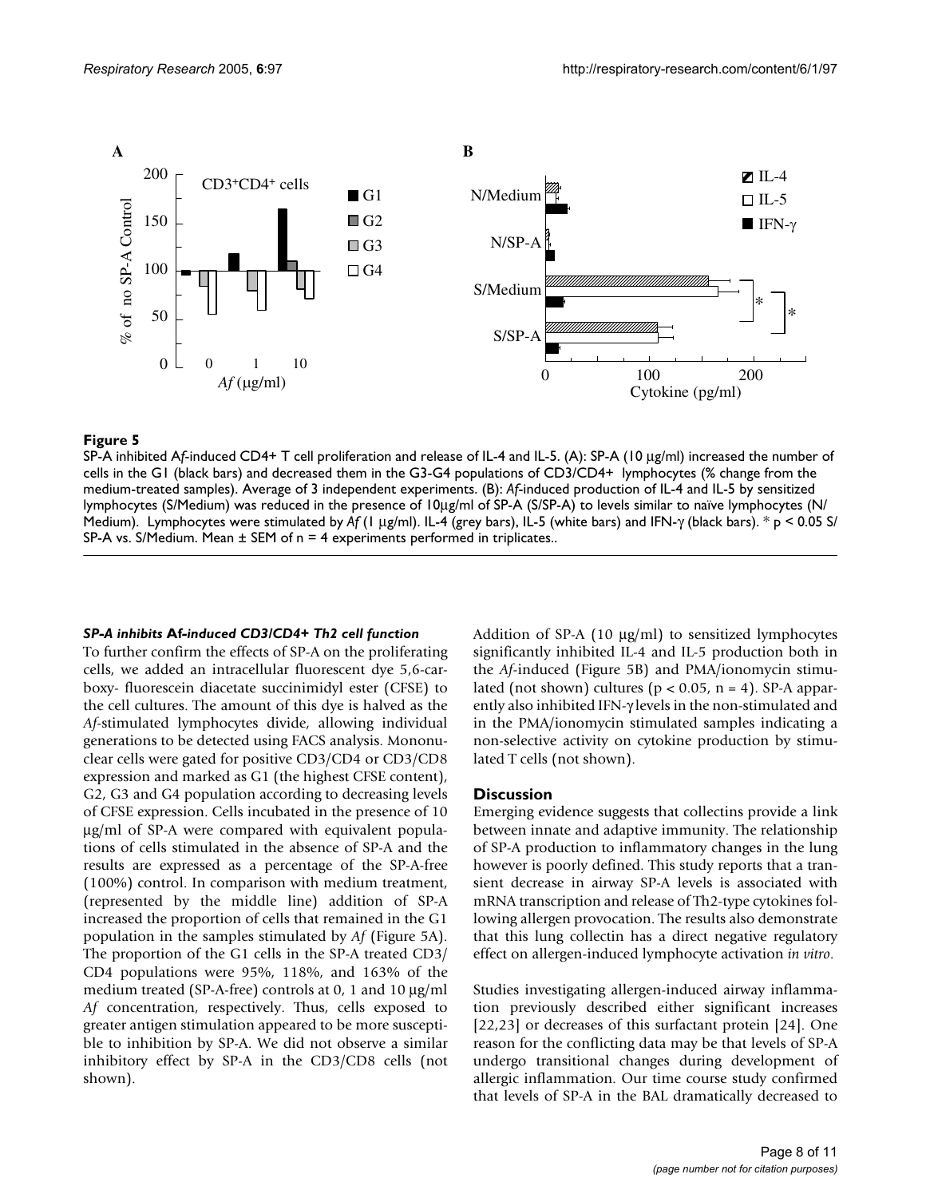**Figure 5**

SP-A inhibited A*f*-induced CD4+ T cell proliferation and release of IL-4 and IL-5. (A): SP-A (10 μg/ml) increased the number of cells in the G1 (black bars) and decreased them in the G3-G4 populations of CD3/CD4+ lymphocytes (% change from the medium-treated samples). Average of 3 independent experiments. (B): *Af*-induced production of IL-4 and IL-5 by sensitized lymphocytes (S/Medium) was reduced in the presence of 10μg/ml of SP-A (S/SP-A) to levels similar to naïve lymphocytes (N/Medium). Lymphocytes were stimulated by *Af* (1 μg/ml). IL-4 (grey bars), IL-5 (white bars) and IFN-γ (black bars). * $p < 0.05$ S/SP-A vs. S/Medium. Mean ± SEM of n = 4 experiments performed in triplicates..

### *SP-A inhibits Af-induced CD3/CD4+ Th2 cell function*

To further confirm the effects of SP-A on the proliferating cells, we added an intracellular fluorescent dye 5,6-carboxy- fluorescein diacetate succinimidyl ester (CFSE) to the cell cultures. The amount of this dye is halved as the *Af*-stimulated lymphocytes divide, allowing individual generations to be detected using FACS analysis. Mononuclear cells were gated for positive CD3/CD4 or CD3/CD8 expression and marked as G1 (the highest CFSE content), G2, G3 and G4 population according to decreasing levels of CFSE expression. Cells incubated in the presence of 10 μg/ml of SP-A were compared with equivalent populations of cells stimulated in the absence of SP-A and the results are expressed as a percentage of the SP-A-free (100%) control. In comparison with medium treatment, (represented by the middle line) addition of SP-A increased the proportion of cells that remained in the G1 population in the samples stimulated by *Af* (Figure 5A). The proportion of the G1 cells in the SP-A treated CD3/CD4 populations were 95%, 118%, and 163% of the medium treated (SP-A-free) controls at 0, 1 and 10 μg/ml *Af* concentration, respectively. Thus, cells exposed to greater antigen stimulation appeared to be more susceptible to inhibition by SP-A. We did not observe a similar inhibitory effect by SP-A in the CD3/CD8 cells (not shown).

Addition of SP-A (10 μg/ml) to sensitized lymphocytes significantly inhibited IL-4 and IL-5 production both in the *Af*-induced (Figure 5B) and PMA/ionomycin stimulated (not shown) cultures ($p < 0.05$, n = 4). SP-A apparently also inhibited IFN-γ levels in the non-stimulated and in the PMA/ionomycin stimulated samples indicating a non-selective activity on cytokine production by stimulated T cells (not shown).

## Discussion

Emerging evidence suggests that collectins provide a link between innate and adaptive immunity. The relationship of SP-A production to inflammatory changes in the lung however is poorly defined. This study reports that a transient decrease in airway SP-A levels is associated with mRNA transcription and release of Th2-type cytokines following allergen provocation. The results also demonstrate that this lung collectin has a direct negative regulatory effect on allergen-induced lymphocyte activation *in vitro*.

Studies investigating allergen-induced airway inflammation previously described either significant increases [22,23] or decreases of this surfactant protein [24]. One reason for the conflicting data may be that levels of SP-A undergo transitional changes during development of allergic inflammation. Our time course study confirmed that levels of SP-A in the BAL dramatically decreased to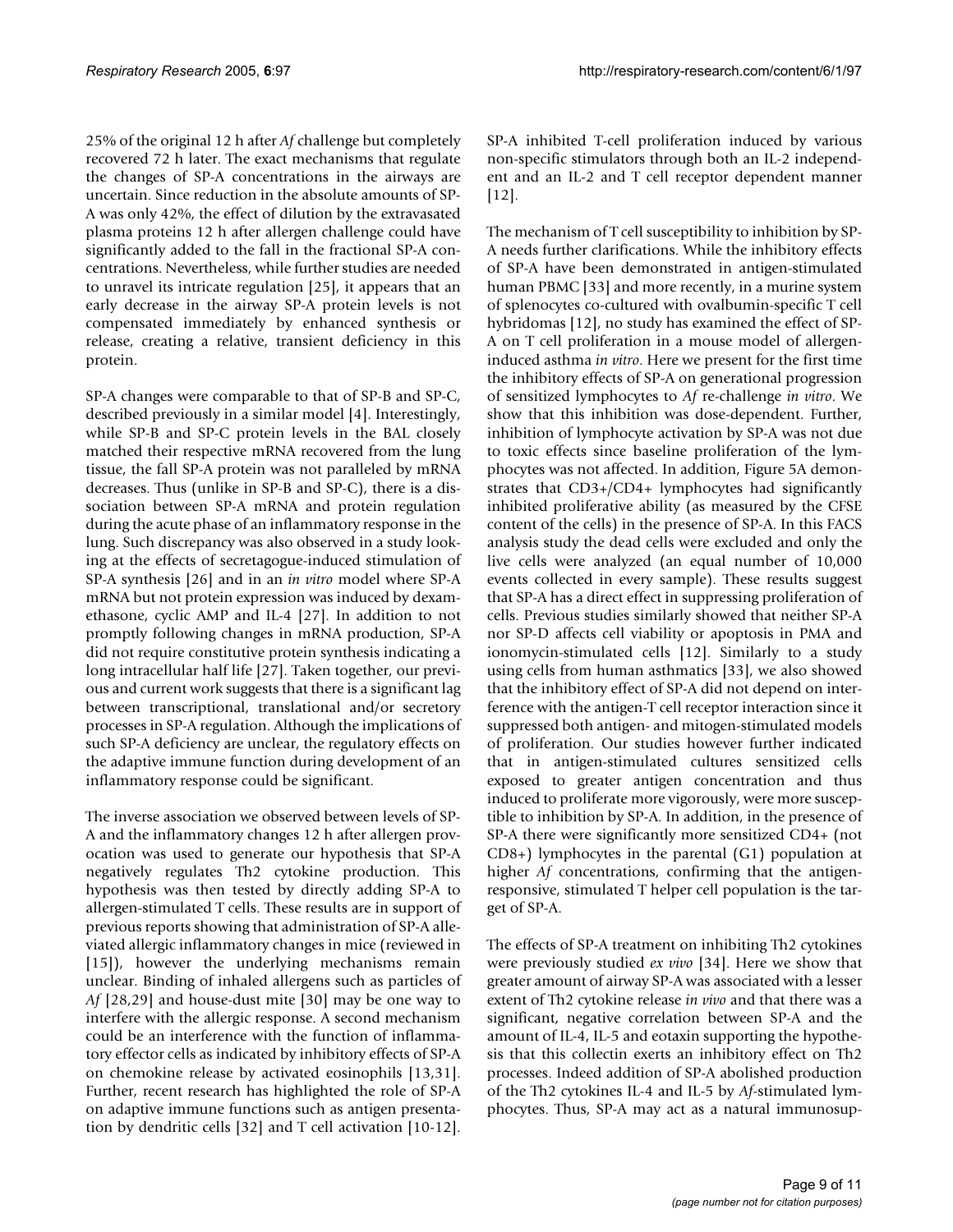25% of the original 12 h after *Af* challenge but completely recovered 72 h later. The exact mechanisms that regulate the changes of SP-A concentrations in the airways are uncertain. Since reduction in the absolute amounts of SP-A was only 42%, the effect of dilution by the extravasated plasma proteins 12 h after allergen challenge could have significantly added to the fall in the fractional SP-A concentrations. Nevertheless, while further studies are needed to unravel its intricate regulation [25], it appears that an early decrease in the airway SP-A protein levels is not compensated immediately by enhanced synthesis or release, creating a relative, transient deficiency in this protein.

SP-A changes were comparable to that of SP-B and SP-C, described previously in a similar model [4]. Interestingly, while SP-B and SP-C protein levels in the BAL closely matched their respective mRNA recovered from the lung tissue, the fall SP-A protein was not paralleled by mRNA decreases. Thus (unlike in SP-B and SP-C), there is a dissociation between SP-A mRNA and protein regulation during the acute phase of an inflammatory response in the lung. Such discrepancy was also observed in a study looking at the effects of secretagogue-induced stimulation of SP-A synthesis [26] and in an *in vitro* model where SP-A mRNA but not protein expression was induced by dexamethasone, cyclic AMP and IL-4 [27]. In addition to not promptly following changes in mRNA production, SP-A did not require constitutive protein synthesis indicating a long intracellular half life [27]. Taken together, our previous and current work suggests that there is a significant lag between transcriptional, translational and/or secretory processes in SP-A regulation. Although the implications of such SP-A deficiency are unclear, the regulatory effects on the adaptive immune function during development of an inflammatory response could be significant.

The inverse association we observed between levels of SP-A and the inflammatory changes 12 h after allergen provocation was used to generate our hypothesis that SP-A negatively regulates Th2 cytokine production. This hypothesis was then tested by directly adding SP-A to allergen-stimulated T cells. These results are in support of previous reports showing that administration of SP-A alleviated allergic inflammatory changes in mice (reviewed in [15]), however the underlying mechanisms remain unclear. Binding of inhaled allergens such as particles of *Af* [28,29] and house-dust mite [30] may be one way to interfere with the allergic response. A second mechanism could be an interference with the function of inflammatory effector cells as indicated by inhibitory effects of SP-A on chemokine release by activated eosinophils [13,31]. Further, recent research has highlighted the role of SP-A on adaptive immune functions such as antigen presentation by dendritic cells [32] and T cell activation [10-12]. SP-A inhibited T-cell proliferation induced by various non-specific stimulators through both an IL-2 independent and an IL-2 and T cell receptor dependent manner [12].

The mechanism of T cell susceptibility to inhibition by SP-A needs further clarifications. While the inhibitory effects of SP-A have been demonstrated in antigen-stimulated human PBMC [33] and more recently, in a murine system of splenocytes co-cultured with ovalbumin-specific T cell hybridomas [12], no study has examined the effect of SP-A on T cell proliferation in a mouse model of allergen-induced asthma *in vitro*. Here we present for the first time the inhibitory effects of SP-A on generational progression of sensitized lymphocytes to *Af* re-challenge *in vitro*. We show that this inhibition was dose-dependent. Further, inhibition of lymphocyte activation by SP-A was not due to toxic effects since baseline proliferation of the lymphocytes was not affected. In addition, Figure 5A demonstrates that CD3+/CD4+ lymphocytes had significantly inhibited proliferative ability (as measured by the CFSE content of the cells) in the presence of SP-A. In this FACS analysis study the dead cells were excluded and only the live cells were analyzed (an equal number of 10,000 events collected in every sample). These results suggest that SP-A has a direct effect in suppressing proliferation of cells. Previous studies similarly showed that neither SP-A nor SP-D affects cell viability or apoptosis in PMA and ionomycin-stimulated cells [12]. Similarly to a study using cells from human asthmatics [33], we also showed that the inhibitory effect of SP-A did not depend on interference with the antigen-T cell receptor interaction since it suppressed both antigen- and mitogen-stimulated models of proliferation. Our studies however further indicated that in antigen-stimulated cultures sensitized cells exposed to greater antigen concentration and thus induced to proliferate more vigorously, were more susceptible to inhibition by SP-A. In addition, in the presence of SP-A there were significantly more sensitized CD4+ (not CD8+) lymphocytes in the parental (G1) population at higher *Af* concentrations, confirming that the antigen-responsive, stimulated T helper cell population is the target of SP-A.

The effects of SP-A treatment on inhibiting Th2 cytokines were previously studied *ex vivo* [34]. Here we show that greater amount of airway SP-A was associated with a lesser extent of Th2 cytokine release *in vivo* and that there was a significant, negative correlation between SP-A and the amount of IL-4, IL-5 and eotaxin supporting the hypothesis that this collectin exerts an inhibitory effect on Th2 processes. Indeed addition of SP-A abolished production of the Th2 cytokines IL-4 and IL-5 by *Af*-stimulated lymphocytes. Thus, SP-A may act as a natural immunosup-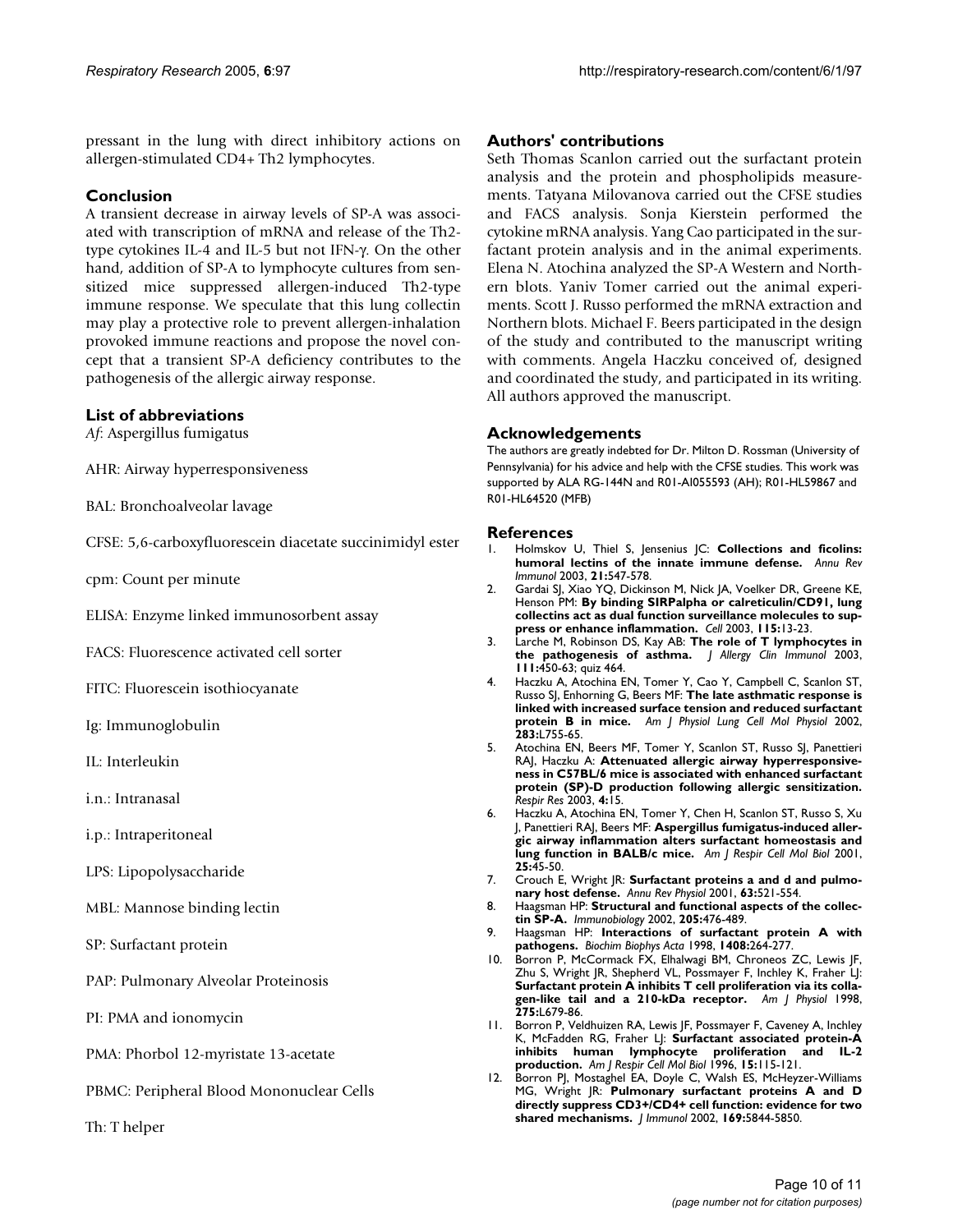pressant in the lung with direct inhibitory actions on allergen-stimulated CD4+ Th2 lymphocytes.

## Conclusion

A transient decrease in airway levels of SP-A was associated with transcription of mRNA and release of the Th2-type cytokines IL-4 and IL-5 but not IFN-γ. On the other hand, addition of SP-A to lymphocyte cultures from sensitized mice suppressed allergen-induced Th2-type immune response. We speculate that this lung collectin may play a protective role to prevent allergen-inhalation provoked immune reactions and propose the novel concept that a transient SP-A deficiency contributes to the pathogenesis of the allergic airway response.

## List of abbreviations

*Af*: Aspergillus fumigatus

AHR: Airway hyperresponsiveness

BAL: Bronchoalveolar lavage

CFSE: 5,6-carboxyfluorescein diacetate succinimidyl ester

cpm: Count per minute

ELISA: Enzyme linked immunosorbent assay

FACS: Fluorescence activated cell sorter

FITC: Fluorescein isothiocyanate

Ig: Immunoglobulin

IL: Interleukin

i.n.: Intranasal

i.p.: Intraperitoneal

LPS: Lipopolysaccharide

MBL: Mannose binding lectin

SP: Surfactant protein

PAP: Pulmonary Alveolar Proteinosis

PI: PMA and ionomycin

PMA: Phorbol 12-myristate 13-acetate

PBMC: Peripheral Blood Mononuclear Cells

Th: T helper

## Authors' contributions

Seth Thomas Scanlon carried out the surfactant protein analysis and the protein and phospholipids measurements. Tatyana Milovanova carried out the CFSE studies and FACS analysis. Sonja Kierstein performed the cytokine mRNA analysis. Yang Cao participated in the surfactant protein analysis and in the animal experiments. Elena N. Atochina analyzed the SP-A Western and Northern blots. Yaniv Tomer carried out the animal experiments. Scott J. Russo performed the mRNA extraction and Northern blots. Michael F. Beers participated in the design of the study and contributed to the manuscript writing with comments. Angela Haczku conceived of, designed and coordinated the study, and participated in its writing. All authors approved the manuscript.

## Acknowledgements

The authors are greatly indebted for Dr. Milton D. Rossman (University of Pennsylvania) for his advice and help with the CFSE studies. This work was supported by ALA RG-144N and R01-AI055593 (AH); R01-HL59867 and R01-HL64520 (MFB)

## References

1. Holmskov U, Thiel S, Jensenius JC: **Collections and ficolins: humoral lectins of the innate immune defense.** *Annu Rev Immunol* 2003, **21:**547-578.
2. Gardai SJ, Xiao YQ, Dickinson M, Nick JA, Voelker DR, Greene KE, Henson PM: **By binding SIRPalpha or calreticulin/CD91, lung collectins act as dual function surveillance molecules to suppress or enhance inflammation.** *Cell* 2003, **115:**13-23.
3. Larche M, Robinson DS, Kay AB: **The role of T lymphocytes in the pathogenesis of asthma.** *J Allergy Clin Immunol* 2003, **111:**450-63; quiz 464.
4. Haczku A, Atochina EN, Tomer Y, Cao Y, Campbell C, Scanlon ST, Russo SJ, Enhorning G, Beers MF: **The late asthmatic response is linked with increased surface tension and reduced surfactant protein B in mice.** *Am J Physiol Lung Cell Mol Physiol* 2002, **283:**L755-65.
5. Atochina EN, Beers MF, Tomer Y, Scanlon ST, Russo SJ, Panettieri RAJ, Haczku A: **Attenuated allergic airway hyperresponsiveness in C57BL/6 mice is associated with enhanced surfactant protein (SP)-D production following allergic sensitization.** *Respir Res* 2003, **4:**15.
6. Haczku A, Atochina EN, Tomer Y, Chen H, Scanlon ST, Russo S, Xu J, Panettieri RAJ, Beers MF: **Aspergillus fumigatus-induced allergic airway inflammation alters surfactant homeostasis and lung function in BALB/c mice.** *Am J Respir Cell Mol Biol* 2001, **25:**45-50.
7. Crouch E, Wright JR: **Surfactant proteins a and d and pulmonary host defense.** *Annu Rev Physiol* 2001, **63:**521-554.
8. Haagsman HP: **Structural and functional aspects of the collectin SP-A.** *Immunobiology* 2002, **205:**476-489.
9. Haagsman HP: **Interactions of surfactant protein A with pathogens.** *Biochim Biophys Acta* 1998, **1408:**264-277.
10. Borron P, McCormack FX, Elhalwagi BM, Chroneos ZC, Lewis JF, Zhu S, Wright JR, Shepherd VL, Possmayer F, Inchley K, Fraher LJ: **Surfactant protein A inhibits T cell proliferation via its collagen-like tail and a 210-kDa receptor.** *Am J Physiol* 1998, **275:**L679-86.
11. Borron P, Veldhuizen RA, Lewis JF, Possmayer F, Caveney A, Inchley K, McFadden RG, Fraher LJ: **Surfactant associated protein-A inhibits human lymphocyte proliferation and IL-2 production.** *Am J Respir Cell Mol Biol* 1996, **15:**115-121.
12. Borron PJ, Mostaghel EA, Doyle C, Walsh ES, McHeyzer-Williams MG, Wright JR: **Pulmonary surfactant proteins A and D directly suppress CD3+/CD4+ cell function: evidence for two shared mechanisms.** *J Immunol* 2002, **169:**5844-5850.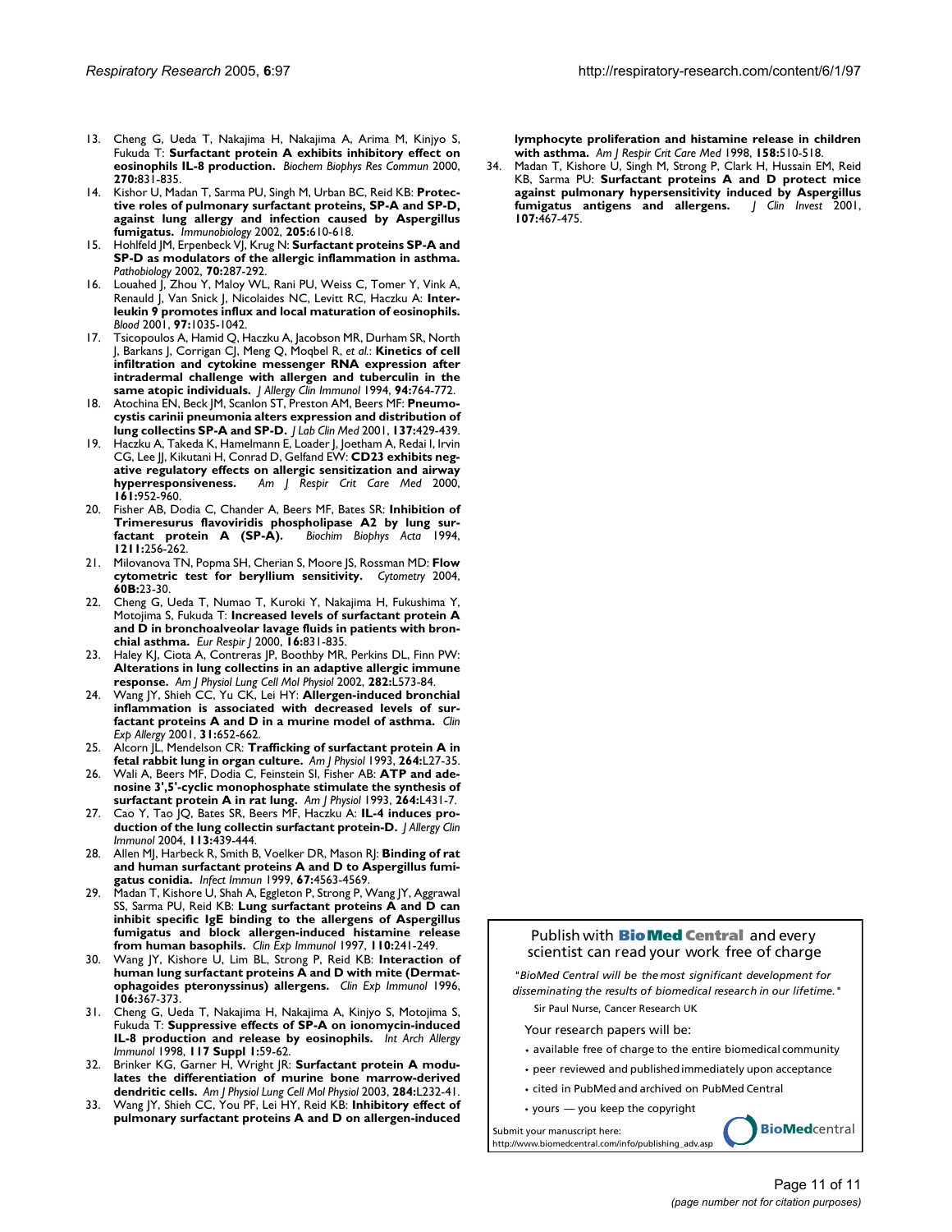13. Cheng G, Ueda T, Nakajima H, Nakajima A, Arima M, Kinjyo S, Fukuda T: **Surfactant protein A exhibits inhibitory effect on eosinophils IL-8 production.** *Biochem Biophys Res Commun* 2000, **270:**831-835.
14. Kishor U, Madan T, Sarma PU, Singh M, Urban BC, Reid KB: **Protective roles of pulmonary surfactant proteins, SP-A and SP-D, against lung allergy and infection caused by Aspergillus fumigatus.** *Immunobiology* 2002, **205:**610-618.
15. Hohlfeld JM, Erpenbeck VJ, Krug N: **Surfactant proteins SP-A and SP-D as modulators of the allergic inflammation in asthma.** *Pathobiology* 2002, **70:**287-292.
16. Louahed J, Zhou Y, Maloy WL, Rani PU, Weiss C, Tomer Y, Vink A, Renauld J, Van Snick J, Nicolaides NC, Levitt RC, Haczku A: **Interleukin 9 promotes influx and local maturation of eosinophils.** *Blood* 2001, **97:**1035-1042.
17. Tsicopoulos A, Hamid Q, Haczku A, Jacobson MR, Durham SR, North J, Barkans J, Corrigan CJ, Meng Q, Moqbel R, *et al.*: **Kinetics of cell infiltration and cytokine messenger RNA expression after intradermal challenge with allergen and tuberculin in the same atopic individuals.** *J Allergy Clin Immunol* 1994, **94:**764-772.
18. Atochina EN, Beck JM, Scanlon ST, Preston AM, Beers MF: **Pneumocystis carinii pneumonia alters expression and distribution of lung collectins SP-A and SP-D.** *J Lab Clin Med* 2001, **137:**429-439.
19. Haczku A, Takeda K, Hamelmann E, Loader J, Joetham A, Redai I, Irvin CG, Lee JJ, Kikutani H, Conrad D, Gelfand EW: **CD23 exhibits negative regulatory effects on allergic sensitization and airway hyperresponsiveness.** *Am J Respir Crit Care Med* 2000, **161:**952-960.
20. Fisher AB, Dodia C, Chander A, Beers MF, Bates SR: **Inhibition of Trimeresurus flavoviridis phospholipase A2 by lung surfactant protein A (SP-A).** *Biochim Biophys Acta* 1994, **1211:**256-262.
21. Milovanova TN, Popma SH, Cherian S, Moore JS, Rossman MD: **Flow cytometric test for beryllium sensitivity.** *Cytometry* 2004, **60B:**23-30.
22. Cheng G, Ueda T, Numao T, Kuroki Y, Nakajima H, Fukushima Y, Motojima S, Fukuda T: **Increased levels of surfactant protein A and D in bronchoalveolar lavage fluids in patients with bronchial asthma.** *Eur Respir J* 2000, **16:**831-835.
23. Haley KJ, Ciota A, Contreras JP, Boothby MR, Perkins DL, Finn PW: **Alterations in lung collectins in an adaptive allergic immune response.** *Am J Physiol Lung Cell Mol Physiol* 2002, **282:**L573-84.
24. Wang JY, Shieh CC, Yu CK, Lei HY: **Allergen-induced bronchial inflammation is associated with decreased levels of surfactant proteins A and D in a murine model of asthma.** *Clin Exp Allergy* 2001, **31:**652-662.
25. Alcorn JL, Mendelson CR: **Trafficking of surfactant protein A in fetal rabbit lung in organ culture.** *Am J Physiol* 1993, **264:**L27-35.
26. Wali A, Beers MF, Dodia C, Feinstein SI, Fisher AB: **ATP and adenosine 3',5'-cyclic monophosphate stimulate the synthesis of surfactant protein A in rat lung.** *Am J Physiol* 1993, **264:**L431-7.
27. Cao Y, Tao JQ, Bates SR, Beers MF, Haczku A: **IL-4 induces production of the lung collectin surfactant protein-D.** *J Allergy Clin Immunol* 2004, **113:**439-444.
28. Allen MJ, Harbeck R, Smith B, Voelker DR, Mason RJ: **Binding of rat and human surfactant proteins A and D to Aspergillus fumigatus conidia.** *Infect Immun* 1999, **67:**4563-4569.
29. Madan T, Kishore U, Shah A, Eggleton P, Strong P, Wang JY, Aggrawal SS, Sarma PU, Reid KB: **Lung surfactant proteins A and D can inhibit specific IgE binding to the allergens of Aspergillus fumigatus and block allergen-induced histamine release from human basophils.** *Clin Exp Immunol* 1997, **110:**241-249.
30. Wang JY, Kishore U, Lim BL, Strong P, Reid KB: **Interaction of human lung surfactant proteins A and D with mite (Dermatophagoides pteronyssinus) allergens.** *Clin Exp Immunol* 1996, **106:**367-373.
31. Cheng G, Ueda T, Nakajima H, Nakajima A, Kinjyo S, Motojima S, Fukuda T: **Suppressive effects of SP-A on ionomycin-induced IL-8 production and release by eosinophils.** *Int Arch Allergy Immunol* 1998, **117 Suppl 1:**59-62.
32. Brinker KG, Garner H, Wright JR: **Surfactant protein A modulates the differentiation of murine bone marrow-derived dendritic cells.** *Am J Physiol Lung Cell Mol Physiol* 2003, **284:**L232-41.
33. Wang JY, Shieh CC, You PF, Lei HY, Reid KB: **Inhibitory effect of pulmonary surfactant proteins A and D on allergen-induced lymphocyte proliferation and histamine release in children with asthma.** *Am J Respir Crit Care Med* 1998, **158:**510-518.
34. Madan T, Kishore U, Singh M, Strong P, Clark H, Hussain EM, Reid KB, Sarma PU: **Surfactant proteins A and D protect mice against pulmonary hypersensitivity induced by Aspergillus fumigatus antigens and allergens.** *J Clin Invest* 2001, **107:**467-475.

Publish with **BioMed Central** and every scientist can read your work free of charge

*"BioMed Central will be the most significant development for disseminating the results of biomedical research in our lifetime."*

Sir Paul Nurse, Cancer Research UK

Your research papers will be:

- available free of charge to the entire biomedical community
- peer reviewed and published immediately upon acceptance
- cited in PubMed and archived on PubMed Central
- yours — you keep the copyright

Submit your manuscript here:
http://www.biomedcentral.com/info/publishing_adv.asp

BioMedcentral